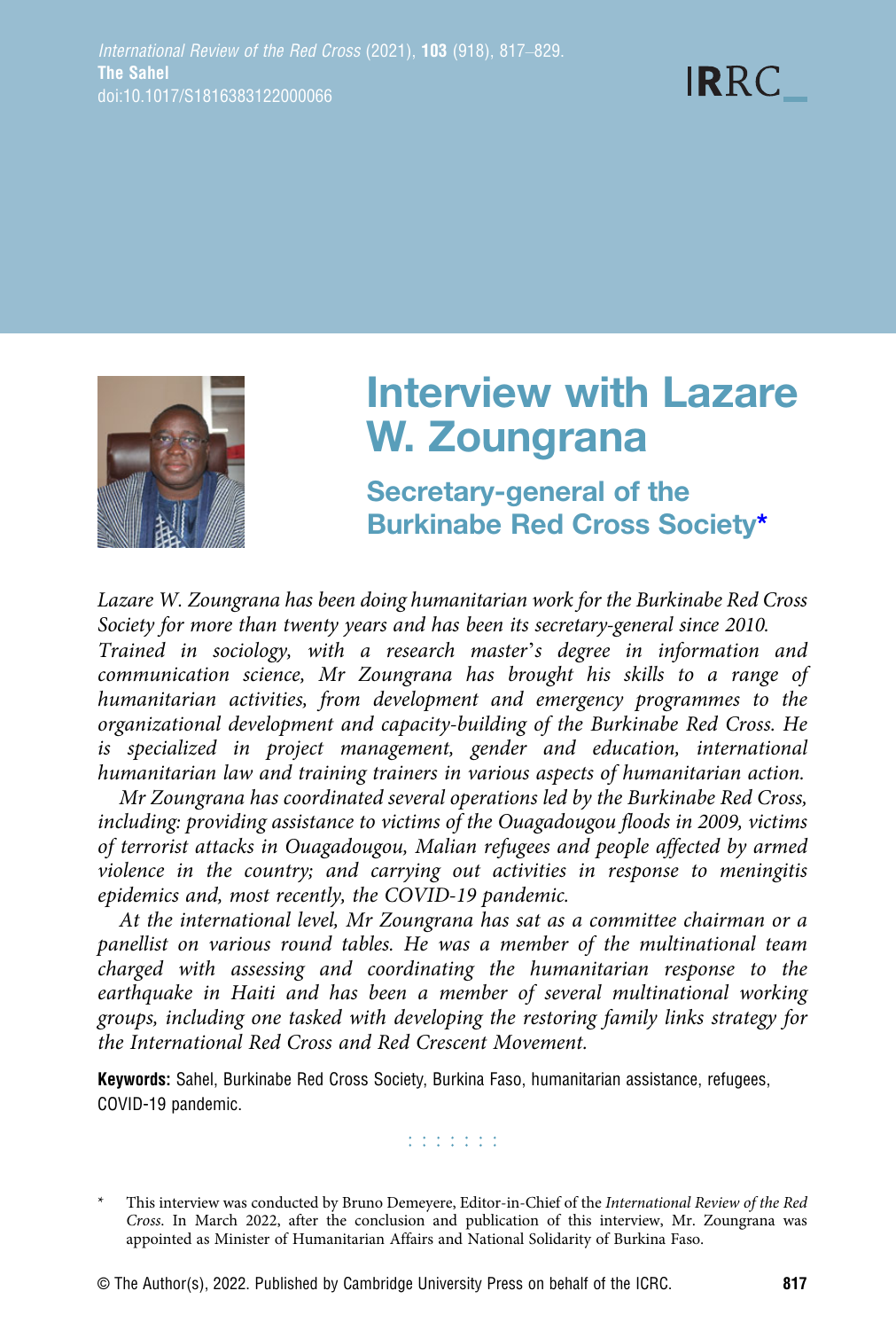# Interview with Lazare W. Zoungrana

## Secretary-general of the Burkinabe Red Cross Society*

*Lazare W. Zoungrana has been doing humanitarian work for the Burkinabe Red Cross Society for more than twenty years and has been its secretary-general since 2010. Trained in sociology, with a research master's degree in information and communication science, Mr Zoungrana has brought his skills to a range of humanitarian activities, from development and emergency programmes to the organizational development and capacity-building of the Burkinabe Red Cross. He is specialized in project management, gender and education, international humanitarian law and training trainers in various aspects of humanitarian action.*

*Mr Zoungrana has coordinated several operations led by the Burkinabe Red Cross, including: providing assistance to victims of the Ouagadougou floods in 2009, victims of terrorist attacks in Ouagadougou, Malian refugees and people affected by armed violence in the country; and carrying out activities in response to meningitis epidemics and, most recently, the COVID-19 pandemic.*

*At the international level, Mr Zoungrana has sat as a committee chairman or a panellist on various round tables. He was a member of the multinational team charged with assessing and coordinating the humanitarian response to the earthquake in Haiti and has been a member of several multinational working groups, including one tasked with developing the restoring family links strategy for the International Red Cross and Red Crescent Movement.*

**Keywords:** Sahel, Burkinabe Red Cross Society, Burkina Faso, humanitarian assistance, refugees, COVID-19 pandemic.

---

\* This interview was conducted by Bruno Demeyere, Editor-in-Chief of the *International Review of the Red Cross*. In March 2022, after the conclusion and publication of this interview, Mr. Zoungrana was appointed as Minister of Humanitarian Affairs and National Solidarity of Burkina Faso.

© The Author(s), 2022. Published by Cambridge University Press on behalf of the ICRC.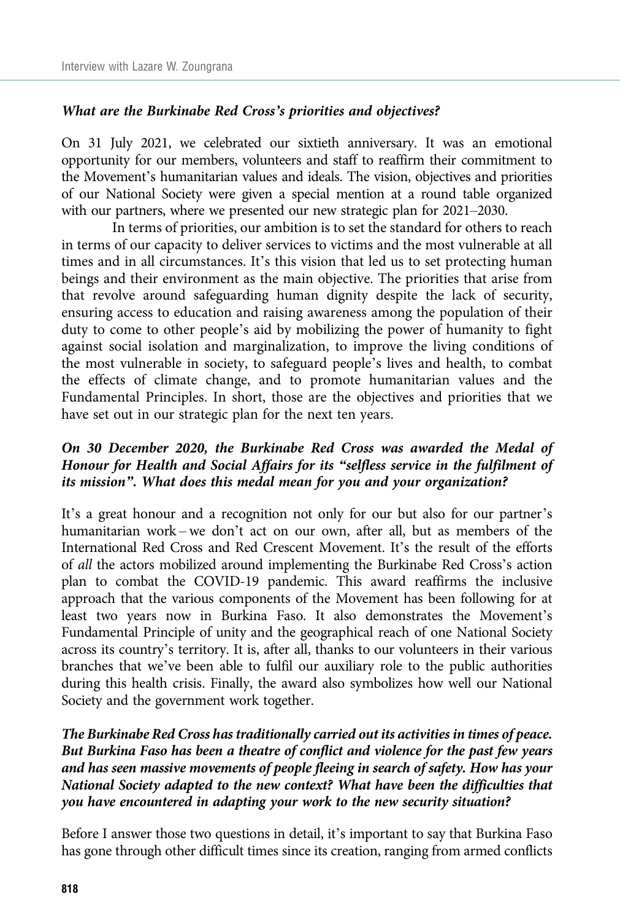***What are the Burkinabe Red Cross's priorities and objectives?***

On 31 July 2021, we celebrated our sixtieth anniversary. It was an emotional opportunity for our members, volunteers and staff to reaffirm their commitment to the Movement's humanitarian values and ideals. The vision, objectives and priorities of our National Society were given a special mention at a round table organized with our partners, where we presented our new strategic plan for 2021–2030.

In terms of priorities, our ambition is to set the standard for others to reach in terms of our capacity to deliver services to victims and the most vulnerable at all times and in all circumstances. It's this vision that led us to set protecting human beings and their environment as the main objective. The priorities that arise from that revolve around safeguarding human dignity despite the lack of security, ensuring access to education and raising awareness among the population of their duty to come to other people's aid by mobilizing the power of humanity to fight against social isolation and marginalization, to improve the living conditions of the most vulnerable in society, to safeguard people's lives and health, to combat the effects of climate change, and to promote humanitarian values and the Fundamental Principles. In short, those are the objectives and priorities that we have set out in our strategic plan for the next ten years.

***On 30 December 2020, the Burkinabe Red Cross was awarded the Medal of Honour for Health and Social Affairs for its "selfless service in the fulfilment of its mission". What does this medal mean for you and your organization?***

It's a great honour and a recognition not only for our but also for our partner's humanitarian work – we don't act on our own, after all, but as members of the International Red Cross and Red Crescent Movement. It's the result of the efforts of *all* the actors mobilized around implementing the Burkinabe Red Cross's action plan to combat the COVID-19 pandemic. This award reaffirms the inclusive approach that the various components of the Movement has been following for at least two years now in Burkina Faso. It also demonstrates the Movement's Fundamental Principle of unity and the geographical reach of one National Society across its country's territory. It is, after all, thanks to our volunteers in their various branches that we've been able to fulfil our auxiliary role to the public authorities during this health crisis. Finally, the award also symbolizes how well our National Society and the government work together.

***The Burkinabe Red Cross has traditionally carried out its activities in times of peace. But Burkina Faso has been a theatre of conflict and violence for the past few years and has seen massive movements of people fleeing in search of safety. How has your National Society adapted to the new context? What have been the difficulties that you have encountered in adapting your work to the new security situation?***

Before I answer those two questions in detail, it's important to say that Burkina Faso has gone through other difficult times since its creation, ranging from armed conflicts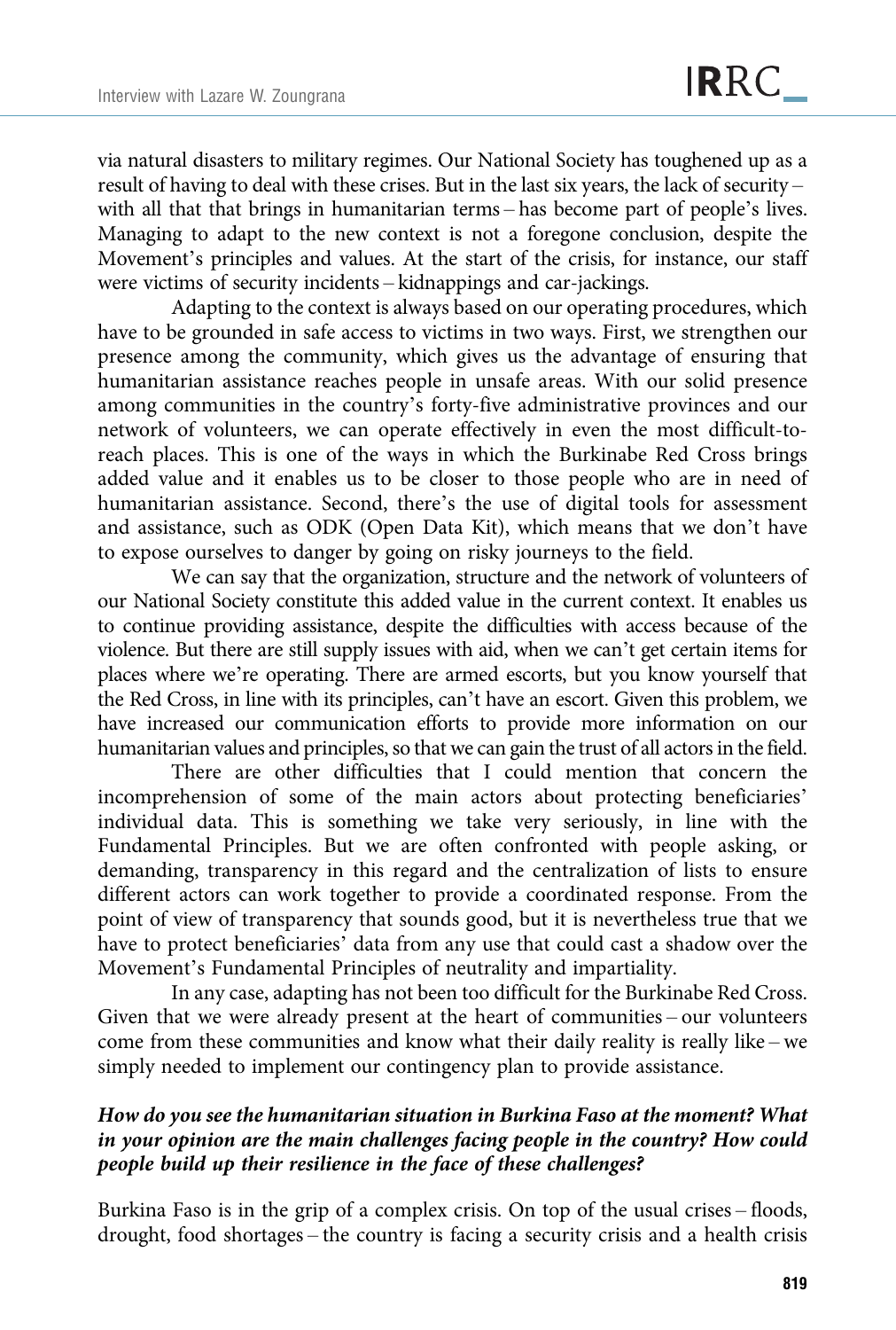via natural disasters to military regimes. Our National Society has toughened up as a result of having to deal with these crises. But in the last six years, the lack of security – with all that that brings in humanitarian terms – has become part of people's lives. Managing to adapt to the new context is not a foregone conclusion, despite the Movement's principles and values. At the start of the crisis, for instance, our staff were victims of security incidents – kidnappings and car-jackings.

Adapting to the context is always based on our operating procedures, which have to be grounded in safe access to victims in two ways. First, we strengthen our presence among the community, which gives us the advantage of ensuring that humanitarian assistance reaches people in unsafe areas. With our solid presence among communities in the country's forty-five administrative provinces and our network of volunteers, we can operate effectively in even the most difficult-to-reach places. This is one of the ways in which the Burkinabe Red Cross brings added value and it enables us to be closer to those people who are in need of humanitarian assistance. Second, there's the use of digital tools for assessment and assistance, such as ODK (Open Data Kit), which means that we don't have to expose ourselves to danger by going on risky journeys to the field.

We can say that the organization, structure and the network of volunteers of our National Society constitute this added value in the current context. It enables us to continue providing assistance, despite the difficulties with access because of the violence. But there are still supply issues with aid, when we can't get certain items for places where we're operating. There are armed escorts, but you know yourself that the Red Cross, in line with its principles, can't have an escort. Given this problem, we have increased our communication efforts to provide more information on our humanitarian values and principles, so that we can gain the trust of all actors in the field.

There are other difficulties that I could mention that concern the incomprehension of some of the main actors about protecting beneficiaries' individual data. This is something we take very seriously, in line with the Fundamental Principles. But we are often confronted with people asking, or demanding, transparency in this regard and the centralization of lists to ensure different actors can work together to provide a coordinated response. From the point of view of transparency that sounds good, but it is nevertheless true that we have to protect beneficiaries' data from any use that could cast a shadow over the Movement's Fundamental Principles of neutrality and impartiality.

In any case, adapting has not been too difficult for the Burkinabe Red Cross. Given that we were already present at the heart of communities – our volunteers come from these communities and know what their daily reality is really like – we simply needed to implement our contingency plan to provide assistance.

***How do you see the humanitarian situation in Burkina Faso at the moment? What in your opinion are the main challenges facing people in the country? How could people build up their resilience in the face of these challenges?***

Burkina Faso is in the grip of a complex crisis. On top of the usual crises – floods, drought, food shortages – the country is facing a security crisis and a health crisis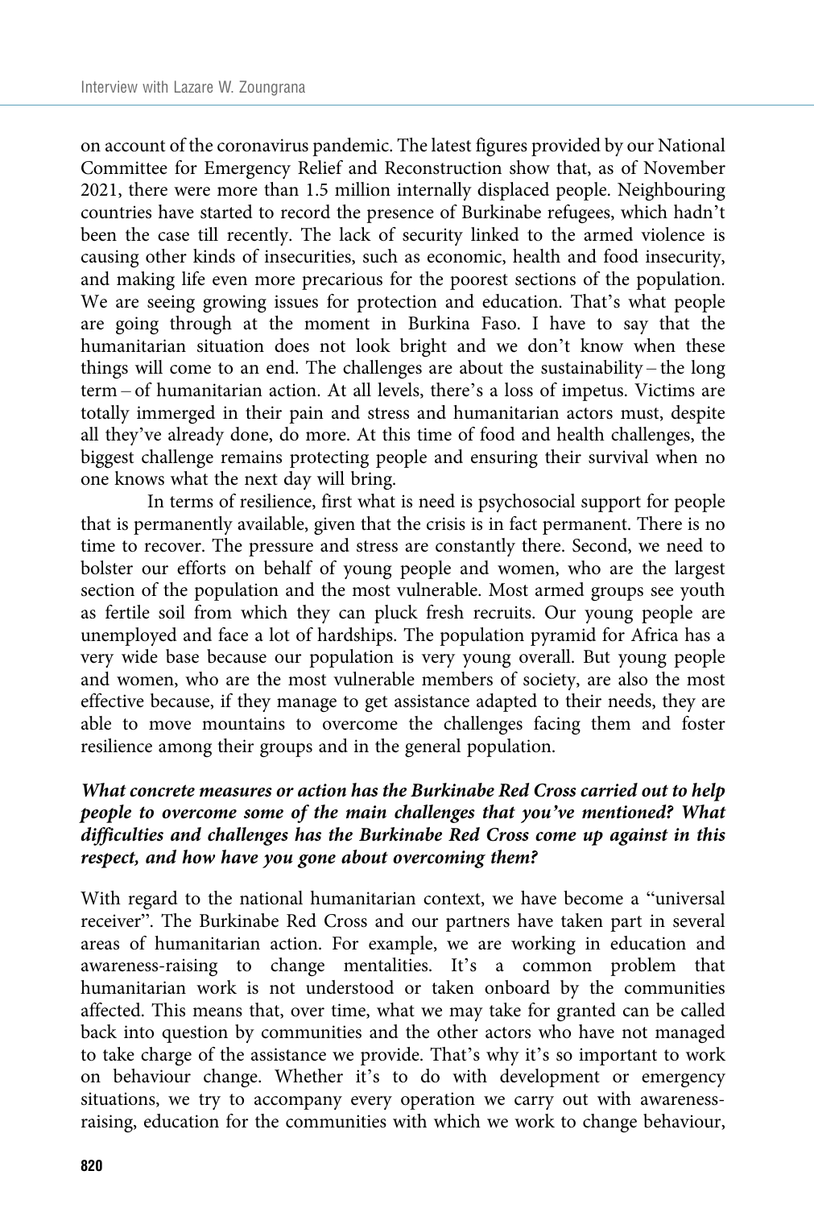on account of the coronavirus pandemic. The latest figures provided by our National Committee for Emergency Relief and Reconstruction show that, as of November 2021, there were more than 1.5 million internally displaced people. Neighbouring countries have started to record the presence of Burkinabe refugees, which hadn't been the case till recently. The lack of security linked to the armed violence is causing other kinds of insecurities, such as economic, health and food insecurity, and making life even more precarious for the poorest sections of the population. We are seeing growing issues for protection and education. That's what people are going through at the moment in Burkina Faso. I have to say that the humanitarian situation does not look bright and we don't know when these things will come to an end. The challenges are about the sustainability – the long term – of humanitarian action. At all levels, there's a loss of impetus. Victims are totally immerged in their pain and stress and humanitarian actors must, despite all they've already done, do more. At this time of food and health challenges, the biggest challenge remains protecting people and ensuring their survival when no one knows what the next day will bring.

In terms of resilience, first what is need is psychosocial support for people that is permanently available, given that the crisis is in fact permanent. There is no time to recover. The pressure and stress are constantly there. Second, we need to bolster our efforts on behalf of young people and women, who are the largest section of the population and the most vulnerable. Most armed groups see youth as fertile soil from which they can pluck fresh recruits. Our young people are unemployed and face a lot of hardships. The population pyramid for Africa has a very wide base because our population is very young overall. But young people and women, who are the most vulnerable members of society, are also the most effective because, if they manage to get assistance adapted to their needs, they are able to move mountains to overcome the challenges facing them and foster resilience among their groups and in the general population.

***What concrete measures or action has the Burkinabe Red Cross carried out to help people to overcome some of the main challenges that you've mentioned? What difficulties and challenges has the Burkinabe Red Cross come up against in this respect, and how have you gone about overcoming them?***

With regard to the national humanitarian context, we have become a "universal receiver". The Burkinabe Red Cross and our partners have taken part in several areas of humanitarian action. For example, we are working in education and awareness-raising to change mentalities. It's a common problem that humanitarian work is not understood or taken onboard by the communities affected. This means that, over time, what we may take for granted can be called back into question by communities and the other actors who have not managed to take charge of the assistance we provide. That's why it's so important to work on behaviour change. Whether it's to do with development or emergency situations, we try to accompany every operation we carry out with awareness-raising, education for the communities with which we work to change behaviour,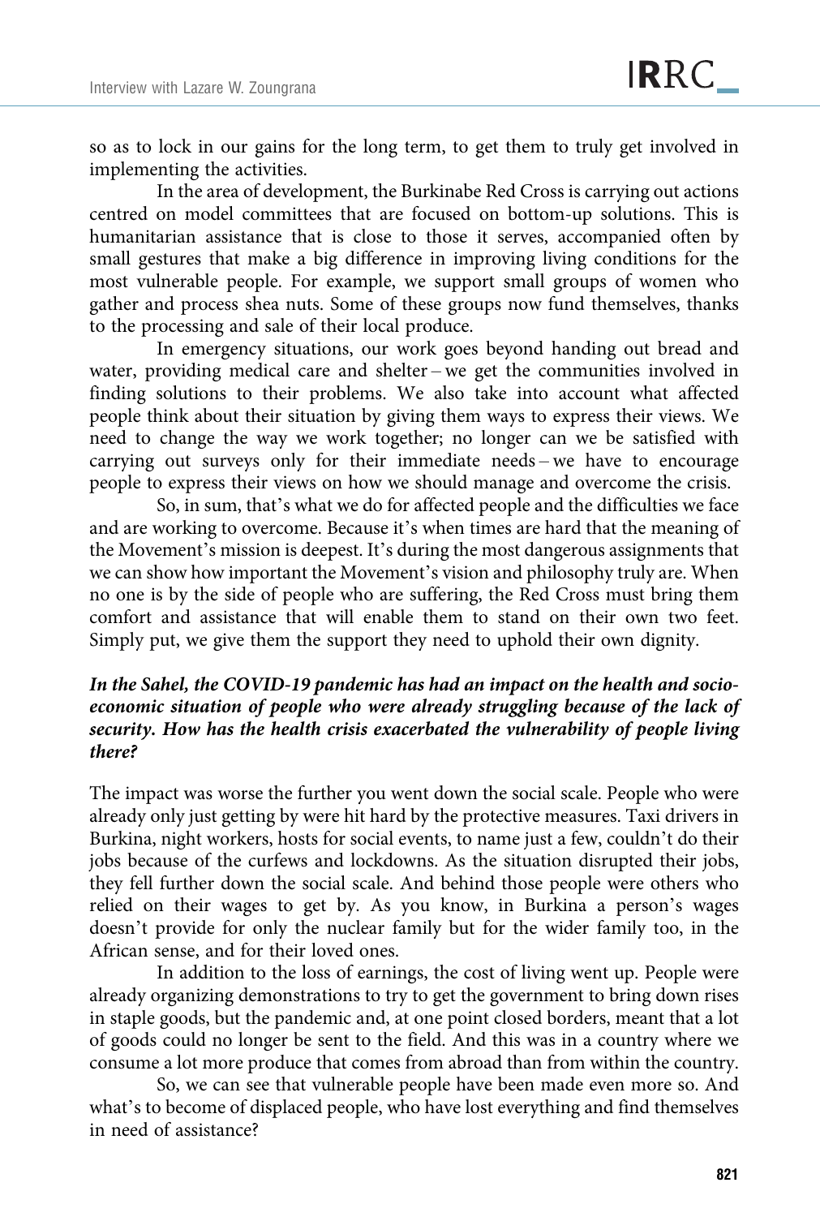so as to lock in our gains for the long term, to get them to truly get involved in implementing the activities.

In the area of development, the Burkinabe Red Cross is carrying out actions centred on model committees that are focused on bottom-up solutions. This is humanitarian assistance that is close to those it serves, accompanied often by small gestures that make a big difference in improving living conditions for the most vulnerable people. For example, we support small groups of women who gather and process shea nuts. Some of these groups now fund themselves, thanks to the processing and sale of their local produce.

In emergency situations, our work goes beyond handing out bread and water, providing medical care and shelter – we get the communities involved in finding solutions to their problems. We also take into account what affected people think about their situation by giving them ways to express their views. We need to change the way we work together; no longer can we be satisfied with carrying out surveys only for their immediate needs – we have to encourage people to express their views on how we should manage and overcome the crisis.

So, in sum, that's what we do for affected people and the difficulties we face and are working to overcome. Because it's when times are hard that the meaning of the Movement's mission is deepest. It's during the most dangerous assignments that we can show how important the Movement's vision and philosophy truly are. When no one is by the side of people who are suffering, the Red Cross must bring them comfort and assistance that will enable them to stand on their own two feet. Simply put, we give them the support they need to uphold their own dignity.

***In the Sahel, the COVID-19 pandemic has had an impact on the health and socio-economic situation of people who were already struggling because of the lack of security. How has the health crisis exacerbated the vulnerability of people living there?***

The impact was worse the further you went down the social scale. People who were already only just getting by were hit hard by the protective measures. Taxi drivers in Burkina, night workers, hosts for social events, to name just a few, couldn't do their jobs because of the curfews and lockdowns. As the situation disrupted their jobs, they fell further down the social scale. And behind those people were others who relied on their wages to get by. As you know, in Burkina a person's wages doesn't provide for only the nuclear family but for the wider family too, in the African sense, and for their loved ones.

In addition to the loss of earnings, the cost of living went up. People were already organizing demonstrations to try to get the government to bring down rises in staple goods, but the pandemic and, at one point closed borders, meant that a lot of goods could no longer be sent to the field. And this was in a country where we consume a lot more produce that comes from abroad than from within the country.

So, we can see that vulnerable people have been made even more so. And what's to become of displaced people, who have lost everything and find themselves in need of assistance?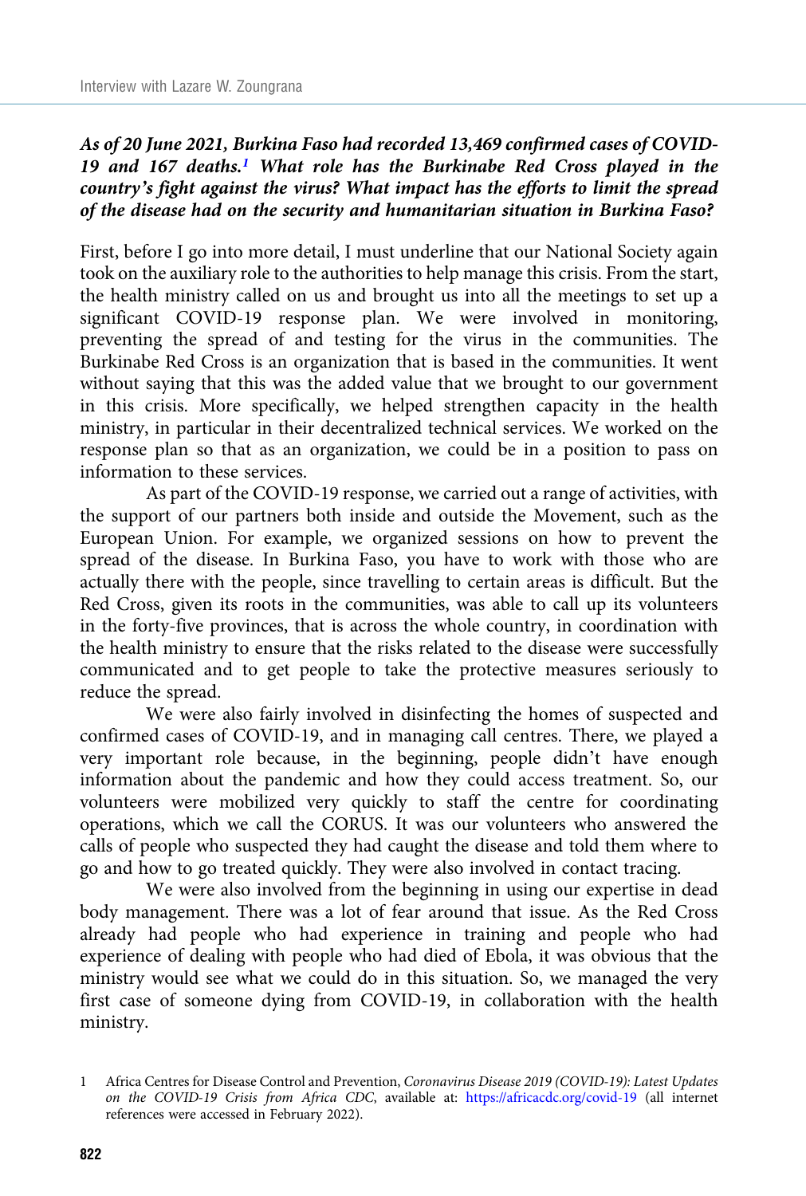***As of 20 June 2021, Burkina Faso had recorded 13,469 confirmed cases of COVID-19 and 167 deaths.[1] What role has the Burkinabe Red Cross played in the country's fight against the virus? What impact has the efforts to limit the spread of the disease had on the security and humanitarian situation in Burkina Faso?***

First, before I go into more detail, I must underline that our National Society again took on the auxiliary role to the authorities to help manage this crisis. From the start, the health ministry called on us and brought us into all the meetings to set up a significant COVID-19 response plan. We were involved in monitoring, preventing the spread of and testing for the virus in the communities. The Burkinabe Red Cross is an organization that is based in the communities. It went without saying that this was the added value that we brought to our government in this crisis. More specifically, we helped strengthen capacity in the health ministry, in particular in their decentralized technical services. We worked on the response plan so that as an organization, we could be in a position to pass on information to these services.

As part of the COVID-19 response, we carried out a range of activities, with the support of our partners both inside and outside the Movement, such as the European Union. For example, we organized sessions on how to prevent the spread of the disease. In Burkina Faso, you have to work with those who are actually there with the people, since travelling to certain areas is difficult. But the Red Cross, given its roots in the communities, was able to call up its volunteers in the forty-five provinces, that is across the whole country, in coordination with the health ministry to ensure that the risks related to the disease were successfully communicated and to get people to take the protective measures seriously to reduce the spread.

We were also fairly involved in disinfecting the homes of suspected and confirmed cases of COVID-19, and in managing call centres. There, we played a very important role because, in the beginning, people didn't have enough information about the pandemic and how they could access treatment. So, our volunteers were mobilized very quickly to staff the centre for coordinating operations, which we call the CORUS. It was our volunteers who answered the calls of people who suspected they had caught the disease and told them where to go and how to go treated quickly. They were also involved in contact tracing.

We were also involved from the beginning in using our expertise in dead body management. There was a lot of fear around that issue. As the Red Cross already had people who had experience in training and people who had experience of dealing with people who had died of Ebola, it was obvious that the ministry would see what we could do in this situation. So, we managed the very first case of someone dying from COVID-19, in collaboration with the health ministry.

---

1 Africa Centres for Disease Control and Prevention, *Coronavirus Disease 2019 (COVID-19): Latest Updates on the COVID-19 Crisis from Africa CDC*, available at: https://africacdc.org/covid-19 (all internet references were accessed in February 2022).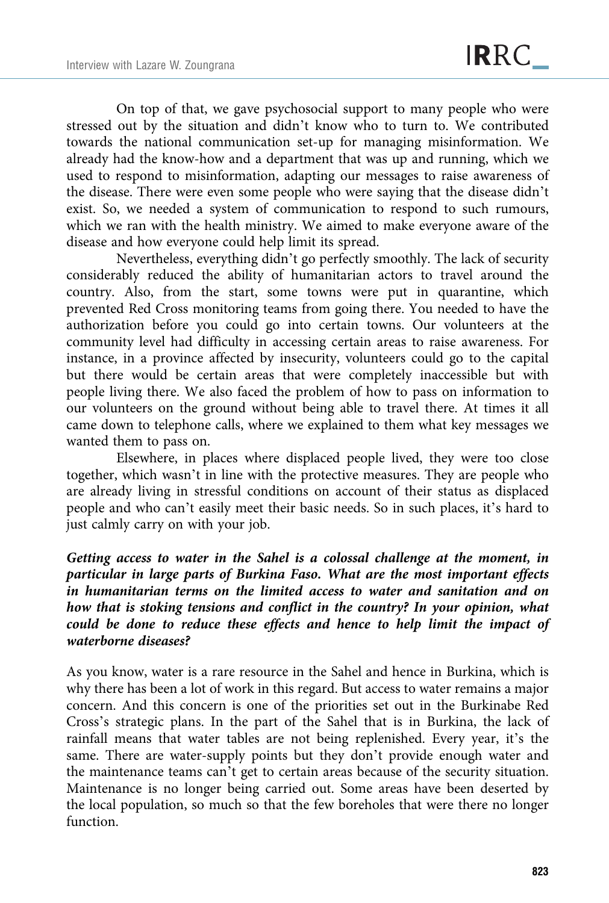On top of that, we gave psychosocial support to many people who were stressed out by the situation and didn't know who to turn to. We contributed towards the national communication set-up for managing misinformation. We already had the know-how and a department that was up and running, which we used to respond to misinformation, adapting our messages to raise awareness of the disease. There were even some people who were saying that the disease didn't exist. So, we needed a system of communication to respond to such rumours, which we ran with the health ministry. We aimed to make everyone aware of the disease and how everyone could help limit its spread.

Nevertheless, everything didn't go perfectly smoothly. The lack of security considerably reduced the ability of humanitarian actors to travel around the country. Also, from the start, some towns were put in quarantine, which prevented Red Cross monitoring teams from going there. You needed to have the authorization before you could go into certain towns. Our volunteers at the community level had difficulty in accessing certain areas to raise awareness. For instance, in a province affected by insecurity, volunteers could go to the capital but there would be certain areas that were completely inaccessible but with people living there. We also faced the problem of how to pass on information to our volunteers on the ground without being able to travel there. At times it all came down to telephone calls, where we explained to them what key messages we wanted them to pass on.

Elsewhere, in places where displaced people lived, they were too close together, which wasn't in line with the protective measures. They are people who are already living in stressful conditions on account of their status as displaced people and who can't easily meet their basic needs. So in such places, it's hard to just calmly carry on with your job.

***Getting access to water in the Sahel is a colossal challenge at the moment, in particular in large parts of Burkina Faso. What are the most important effects in humanitarian terms on the limited access to water and sanitation and on how that is stoking tensions and conflict in the country? In your opinion, what could be done to reduce these effects and hence to help limit the impact of waterborne diseases?***

As you know, water is a rare resource in the Sahel and hence in Burkina, which is why there has been a lot of work in this regard. But access to water remains a major concern. And this concern is one of the priorities set out in the Burkinabe Red Cross's strategic plans. In the part of the Sahel that is in Burkina, the lack of rainfall means that water tables are not being replenished. Every year, it's the same. There are water-supply points but they don't provide enough water and the maintenance teams can't get to certain areas because of the security situation. Maintenance is no longer being carried out. Some areas have been deserted by the local population, so much so that the few boreholes that were there no longer function.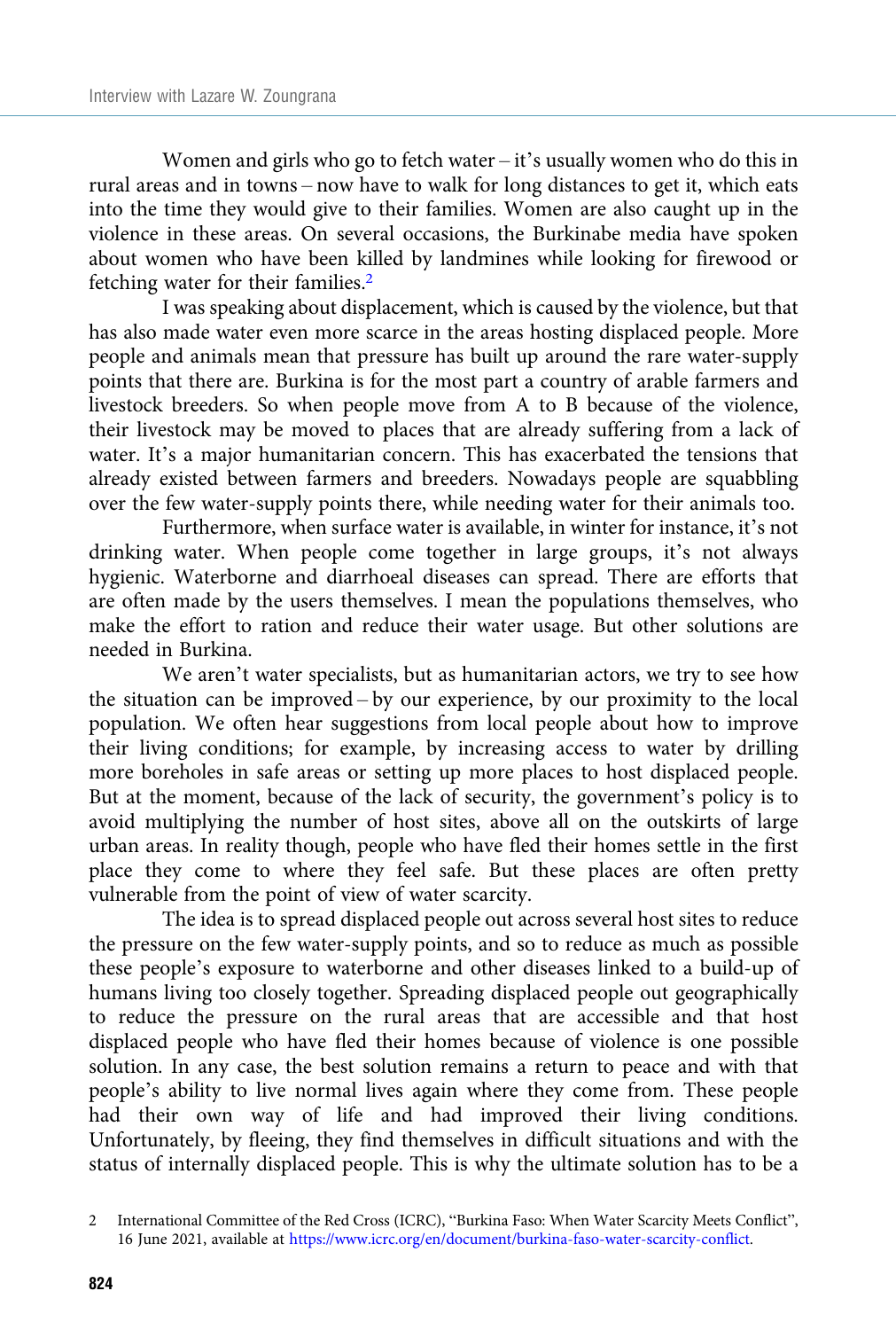Women and girls who go to fetch water – it's usually women who do this in rural areas and in towns – now have to walk for long distances to get it, which eats into the time they would give to their families. Women are also caught up in the violence in these areas. On several occasions, the Burkinabe media have spoken about women who have been killed by landmines while looking for firewood or fetching water for their families.[2]

I was speaking about displacement, which is caused by the violence, but that has also made water even more scarce in the areas hosting displaced people. More people and animals mean that pressure has built up around the rare water-supply points that there are. Burkina is for the most part a country of arable farmers and livestock breeders. So when people move from A to B because of the violence, their livestock may be moved to places that are already suffering from a lack of water. It's a major humanitarian concern. This has exacerbated the tensions that already existed between farmers and breeders. Nowadays people are squabbling over the few water-supply points there, while needing water for their animals too.

Furthermore, when surface water is available, in winter for instance, it's not drinking water. When people come together in large groups, it's not always hygienic. Waterborne and diarrhoeal diseases can spread. There are efforts that are often made by the users themselves. I mean the populations themselves, who make the effort to ration and reduce their water usage. But other solutions are needed in Burkina.

We aren't water specialists, but as humanitarian actors, we try to see how the situation can be improved – by our experience, by our proximity to the local population. We often hear suggestions from local people about how to improve their living conditions; for example, by increasing access to water by drilling more boreholes in safe areas or setting up more places to host displaced people. But at the moment, because of the lack of security, the government's policy is to avoid multiplying the number of host sites, above all on the outskirts of large urban areas. In reality though, people who have fled their homes settle in the first place they come to where they feel safe. But these places are often pretty vulnerable from the point of view of water scarcity.

The idea is to spread displaced people out across several host sites to reduce the pressure on the few water-supply points, and so to reduce as much as possible these people's exposure to waterborne and other diseases linked to a build-up of humans living too closely together. Spreading displaced people out geographically to reduce the pressure on the rural areas that are accessible and that host displaced people who have fled their homes because of violence is one possible solution. In any case, the best solution remains a return to peace and with that people's ability to live normal lives again where they come from. These people had their own way of life and had improved their living conditions. Unfortunately, by fleeing, they find themselves in difficult situations and with the status of internally displaced people. This is why the ultimate solution has to be a

2 International Committee of the Red Cross (ICRC), "Burkina Faso: When Water Scarcity Meets Conflict", 16 June 2021, available at https://www.icrc.org/en/document/burkina-faso-water-scarcity-conflict.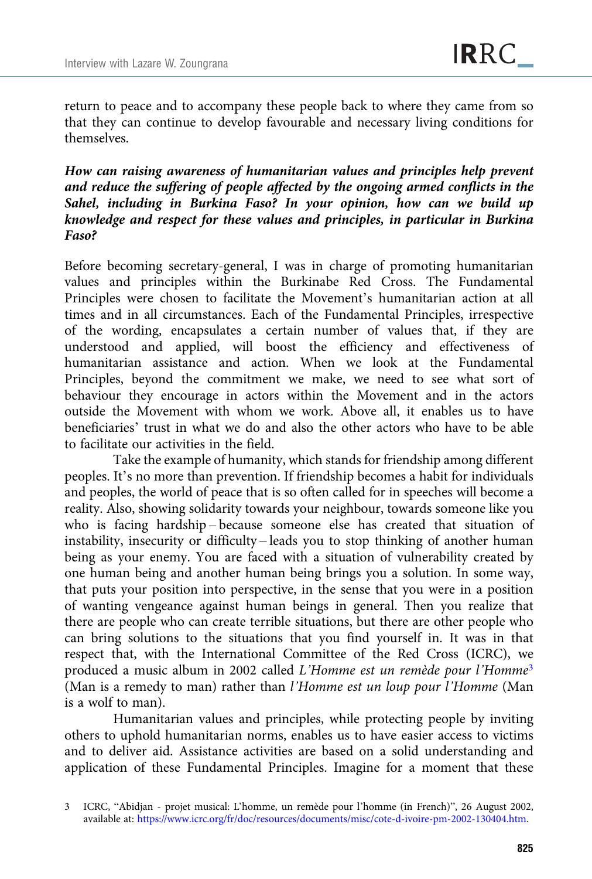return to peace and to accompany these people back to where they came from so that they can continue to develop favourable and necessary living conditions for themselves.

***How can raising awareness of humanitarian values and principles help prevent and reduce the suffering of people affected by the ongoing armed conflicts in the Sahel, including in Burkina Faso? In your opinion, how can we build up knowledge and respect for these values and principles, in particular in Burkina Faso?***

Before becoming secretary-general, I was in charge of promoting humanitarian values and principles within the Burkinabe Red Cross. The Fundamental Principles were chosen to facilitate the Movement's humanitarian action at all times and in all circumstances. Each of the Fundamental Principles, irrespective of the wording, encapsulates a certain number of values that, if they are understood and applied, will boost the efficiency and effectiveness of humanitarian assistance and action. When we look at the Fundamental Principles, beyond the commitment we make, we need to see what sort of behaviour they encourage in actors within the Movement and in the actors outside the Movement with whom we work. Above all, it enables us to have beneficiaries' trust in what we do and also the other actors who have to be able to facilitate our activities in the field.

Take the example of humanity, which stands for friendship among different peoples. It's no more than prevention. If friendship becomes a habit for individuals and peoples, the world of peace that is so often called for in speeches will become a reality. Also, showing solidarity towards your neighbour, towards someone like you who is facing hardship – because someone else has created that situation of instability, insecurity or difficulty – leads you to stop thinking of another human being as your enemy. You are faced with a situation of vulnerability created by one human being and another human being brings you a solution. In some way, that puts your position into perspective, in the sense that you were in a position of wanting vengeance against human beings in general. Then you realize that there are people who can create terrible situations, but there are other people who can bring solutions to the situations that you find yourself in. It was in that respect that, with the International Committee of the Red Cross (ICRC), we produced a music album in 2002 called *L'Homme est un remède pour l'Homme*[3] (Man is a remedy to man) rather than *l'Homme est un loup pour l'Homme* (Man is a wolf to man).

Humanitarian values and principles, while protecting people by inviting others to uphold humanitarian norms, enables us to have easier access to victims and to deliver aid. Assistance activities are based on a solid understanding and application of these Fundamental Principles. Imagine for a moment that these

3 ICRC, "Abidjan - projet musical: L'homme, un remède pour l'homme (in French)", 26 August 2002, available at: https://www.icrc.org/fr/doc/resources/documents/misc/cote-d-ivoire-pm-2002-130404.htm.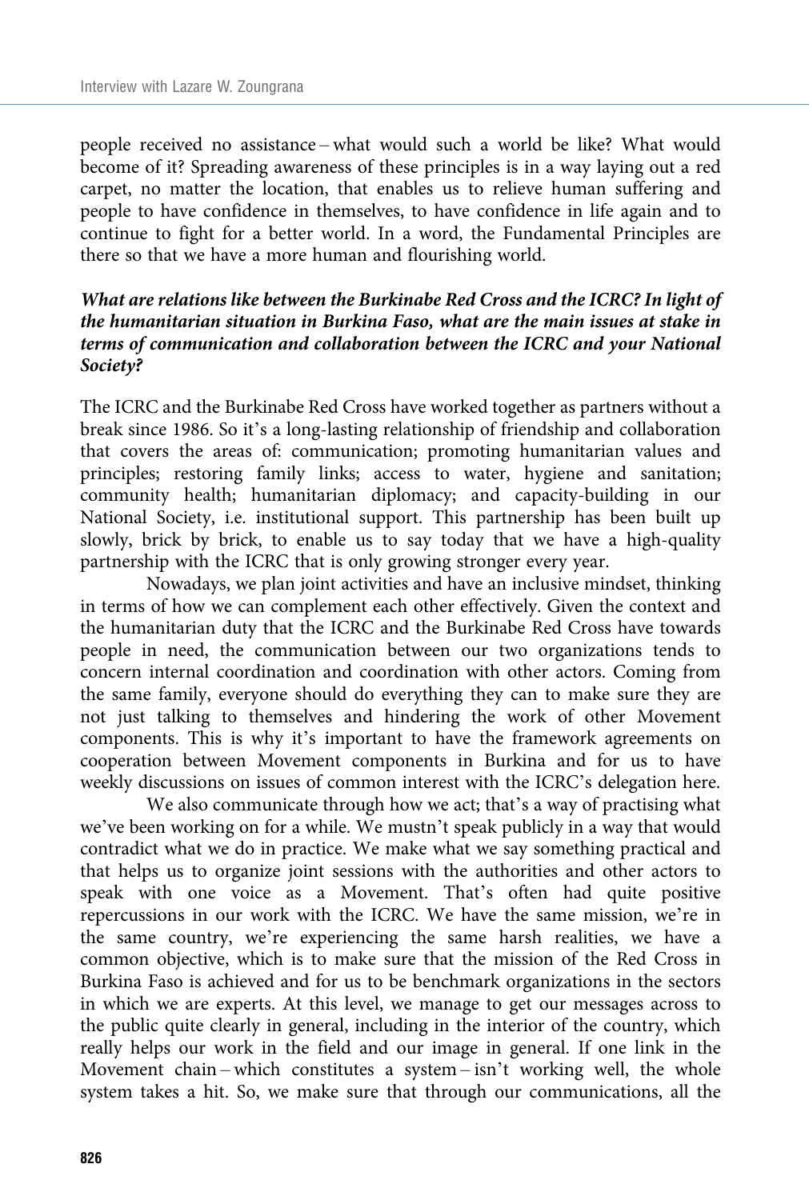people received no assistance – what would such a world be like? What would become of it? Spreading awareness of these principles is in a way laying out a red carpet, no matter the location, that enables us to relieve human suffering and people to have confidence in themselves, to have confidence in life again and to continue to fight for a better world. In a word, the Fundamental Principles are there so that we have a more human and flourishing world.

***What are relations like between the Burkinabe Red Cross and the ICRC? In light of the humanitarian situation in Burkina Faso, what are the main issues at stake in terms of communication and collaboration between the ICRC and your National Society?***

The ICRC and the Burkinabe Red Cross have worked together as partners without a break since 1986. So it's a long-lasting relationship of friendship and collaboration that covers the areas of: communication; promoting humanitarian values and principles; restoring family links; access to water, hygiene and sanitation; community health; humanitarian diplomacy; and capacity-building in our National Society, i.e. institutional support. This partnership has been built up slowly, brick by brick, to enable us to say today that we have a high-quality partnership with the ICRC that is only growing stronger every year.

Nowadays, we plan joint activities and have an inclusive mindset, thinking in terms of how we can complement each other effectively. Given the context and the humanitarian duty that the ICRC and the Burkinabe Red Cross have towards people in need, the communication between our two organizations tends to concern internal coordination and coordination with other actors. Coming from the same family, everyone should do everything they can to make sure they are not just talking to themselves and hindering the work of other Movement components. This is why it's important to have the framework agreements on cooperation between Movement components in Burkina and for us to have weekly discussions on issues of common interest with the ICRC's delegation here.

We also communicate through how we act; that's a way of practising what we've been working on for a while. We mustn't speak publicly in a way that would contradict what we do in practice. We make what we say something practical and that helps us to organize joint sessions with the authorities and other actors to speak with one voice as a Movement. That's often had quite positive repercussions in our work with the ICRC. We have the same mission, we're in the same country, we're experiencing the same harsh realities, we have a common objective, which is to make sure that the mission of the Red Cross in Burkina Faso is achieved and for us to be benchmark organizations in the sectors in which we are experts. At this level, we manage to get our messages across to the public quite clearly in general, including in the interior of the country, which really helps our work in the field and our image in general. If one link in the Movement chain – which constitutes a system – isn't working well, the whole system takes a hit. So, we make sure that through our communications, all the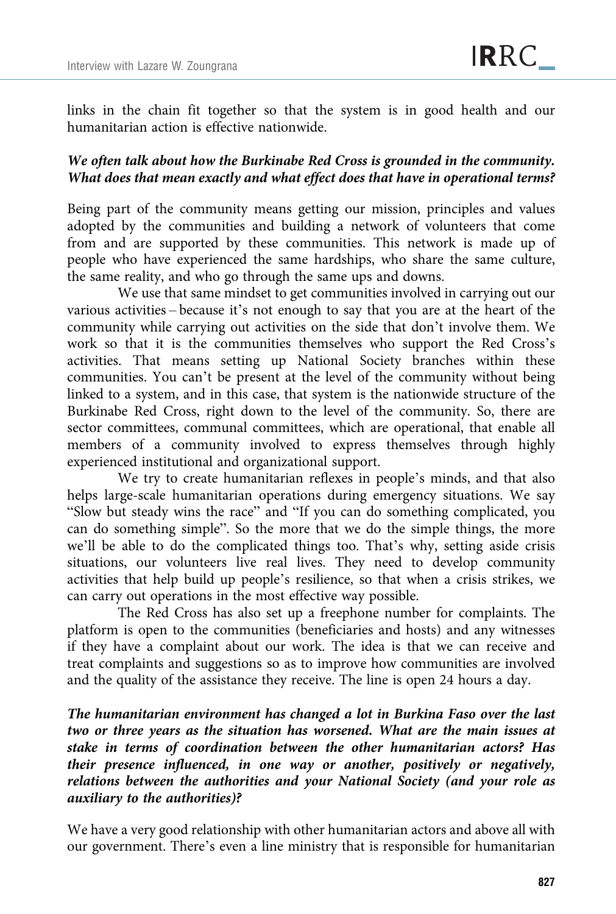links in the chain fit together so that the system is in good health and our humanitarian action is effective nationwide.

***We often talk about how the Burkinabe Red Cross is grounded in the community. What does that mean exactly and what effect does that have in operational terms?***

Being part of the community means getting our mission, principles and values adopted by the communities and building a network of volunteers that come from and are supported by these communities. This network is made up of people who have experienced the same hardships, who share the same culture, the same reality, and who go through the same ups and downs.

We use that same mindset to get communities involved in carrying out our various activities – because it's not enough to say that you are at the heart of the community while carrying out activities on the side that don't involve them. We work so that it is the communities themselves who support the Red Cross's activities. That means setting up National Society branches within these communities. You can't be present at the level of the community without being linked to a system, and in this case, that system is the nationwide structure of the Burkinabe Red Cross, right down to the level of the community. So, there are sector committees, communal committees, which are operational, that enable all members of a community involved to express themselves through highly experienced institutional and organizational support.

We try to create humanitarian reflexes in people's minds, and that also helps large-scale humanitarian operations during emergency situations. We say "Slow but steady wins the race" and "If you can do something complicated, you can do something simple". So the more that we do the simple things, the more we'll be able to do the complicated things too. That's why, setting aside crisis situations, our volunteers live real lives. They need to develop community activities that help build up people's resilience, so that when a crisis strikes, we can carry out operations in the most effective way possible.

The Red Cross has also set up a freephone number for complaints. The platform is open to the communities (beneficiaries and hosts) and any witnesses if they have a complaint about our work. The idea is that we can receive and treat complaints and suggestions so as to improve how communities are involved and the quality of the assistance they receive. The line is open 24 hours a day.

***The humanitarian environment has changed a lot in Burkina Faso over the last two or three years as the situation has worsened. What are the main issues at stake in terms of coordination between the other humanitarian actors? Has their presence influenced, in one way or another, positively or negatively, relations between the authorities and your National Society (and your role as auxiliary to the authorities)?***

We have a very good relationship with other humanitarian actors and above all with our government. There's even a line ministry that is responsible for humanitarian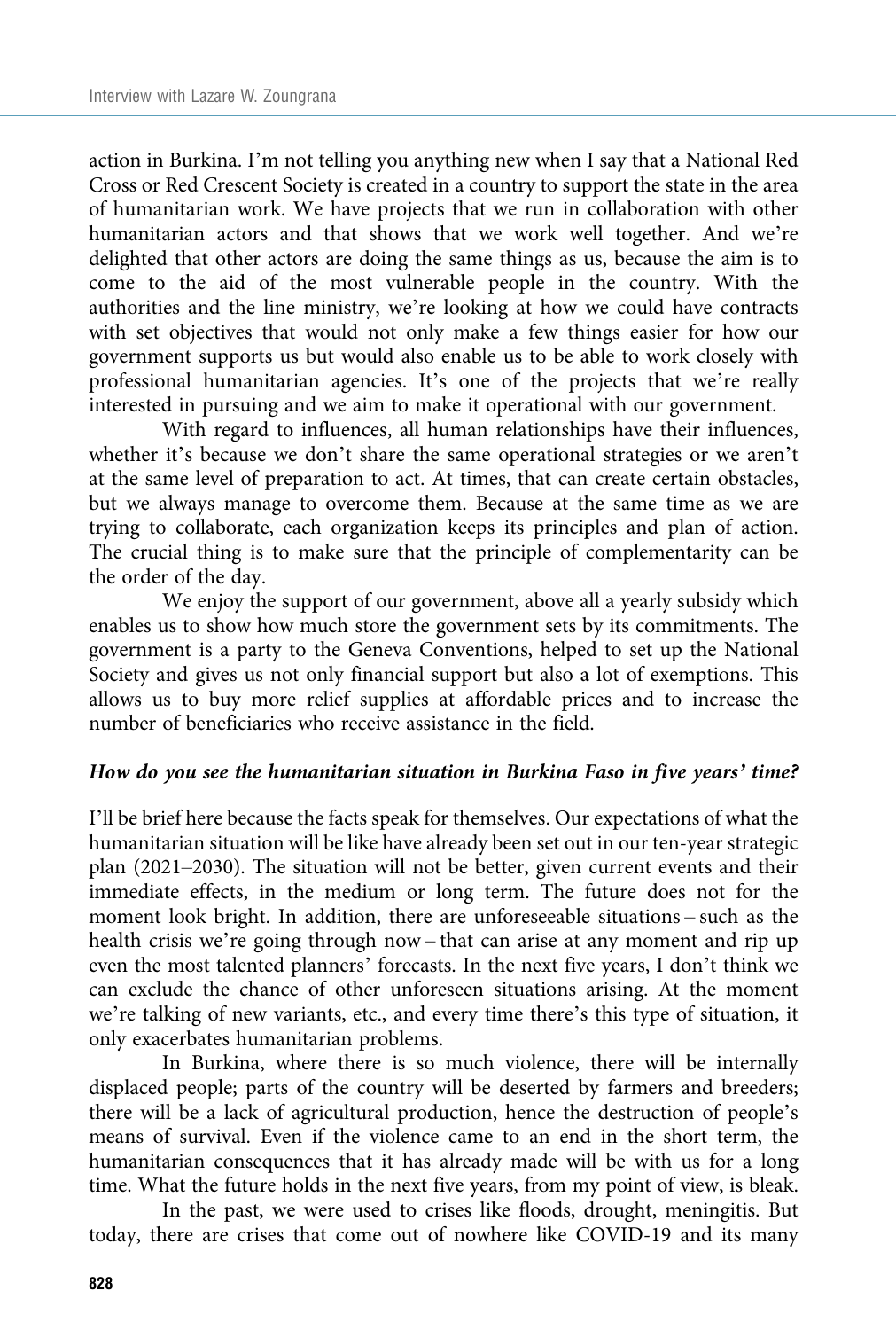action in Burkina. I'm not telling you anything new when I say that a National Red Cross or Red Crescent Society is created in a country to support the state in the area of humanitarian work. We have projects that we run in collaboration with other humanitarian actors and that shows that we work well together. And we're delighted that other actors are doing the same things as us, because the aim is to come to the aid of the most vulnerable people in the country. With the authorities and the line ministry, we're looking at how we could have contracts with set objectives that would not only make a few things easier for how our government supports us but would also enable us to be able to work closely with professional humanitarian agencies. It's one of the projects that we're really interested in pursuing and we aim to make it operational with our government.

With regard to influences, all human relationships have their influences, whether it's because we don't share the same operational strategies or we aren't at the same level of preparation to act. At times, that can create certain obstacles, but we always manage to overcome them. Because at the same time as we are trying to collaborate, each organization keeps its principles and plan of action. The crucial thing is to make sure that the principle of complementarity can be the order of the day.

We enjoy the support of our government, above all a yearly subsidy which enables us to show how much store the government sets by its commitments. The government is a party to the Geneva Conventions, helped to set up the National Society and gives us not only financial support but also a lot of exemptions. This allows us to buy more relief supplies at affordable prices and to increase the number of beneficiaries who receive assistance in the field.

***How do you see the humanitarian situation in Burkina Faso in five years' time?***

I'll be brief here because the facts speak for themselves. Our expectations of what the humanitarian situation will be like have already been set out in our ten-year strategic plan (2021–2030). The situation will not be better, given current events and their immediate effects, in the medium or long term. The future does not for the moment look bright. In addition, there are unforeseeable situations – such as the health crisis we're going through now – that can arise at any moment and rip up even the most talented planners' forecasts. In the next five years, I don't think we can exclude the chance of other unforeseen situations arising. At the moment we're talking of new variants, etc., and every time there's this type of situation, it only exacerbates humanitarian problems.

In Burkina, where there is so much violence, there will be internally displaced people; parts of the country will be deserted by farmers and breeders; there will be a lack of agricultural production, hence the destruction of people's means of survival. Even if the violence came to an end in the short term, the humanitarian consequences that it has already made will be with us for a long time. What the future holds in the next five years, from my point of view, is bleak.

In the past, we were used to crises like floods, drought, meningitis. But today, there are crises that come out of nowhere like COVID-19 and its many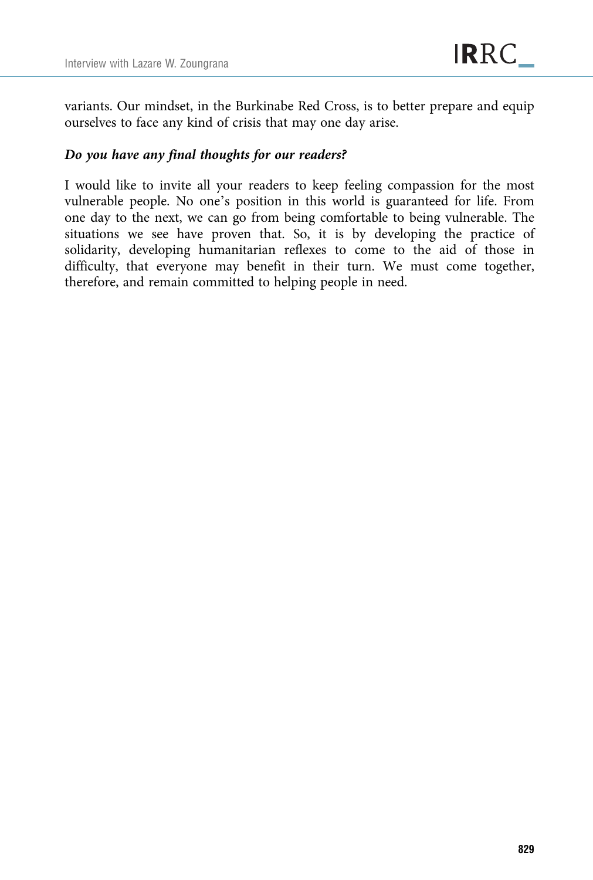variants. Our mindset, in the Burkinabe Red Cross, is to better prepare and equip ourselves to face any kind of crisis that may one day arise.

***Do you have any final thoughts for our readers?***

I would like to invite all your readers to keep feeling compassion for the most vulnerable people. No one's position in this world is guaranteed for life. From one day to the next, we can go from being comfortable to being vulnerable. The situations we see have proven that. So, it is by developing the practice of solidarity, developing humanitarian reflexes to come to the aid of those in difficulty, that everyone may benefit in their turn. We must come together, therefore, and remain committed to helping people in need.